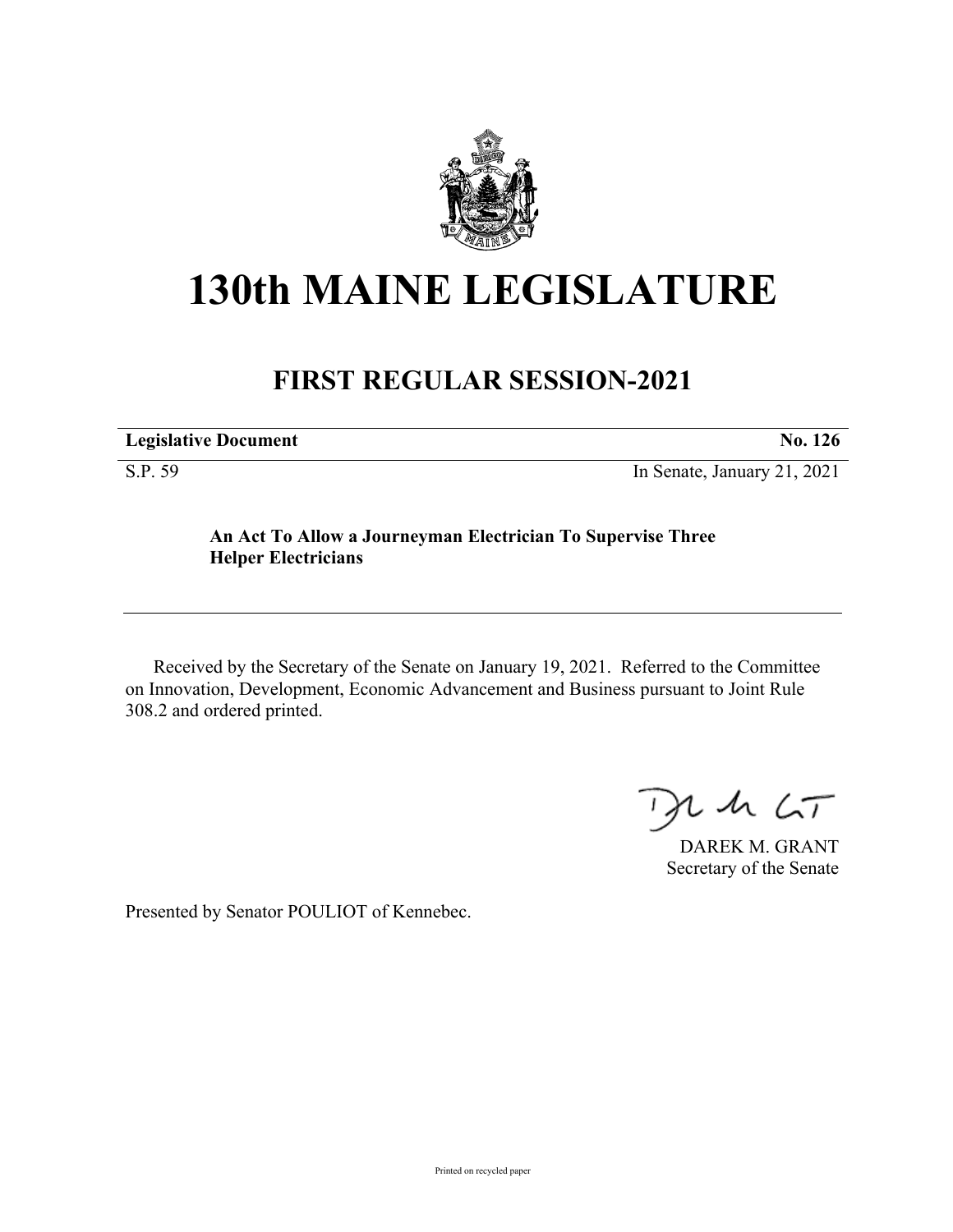# 130th MAINE LEGISLATURE

## FIRST REGULAR SESSION-2021

**Legislative Document** **No. 126**

S.P. 59 In Senate, January 21, 2021

**An Act To Allow a Journeyman Electrician To Supervise Three Helper Electricians**

Received by the Secretary of the Senate on January 19, 2021. Referred to the Committee on Innovation, Development, Economic Advancement and Business pursuant to Joint Rule 308.2 and ordered printed.

DAREK M. GRANT
Secretary of the Senate

Presented by Senator POULIOT of Kennebec.

Printed on recycled paper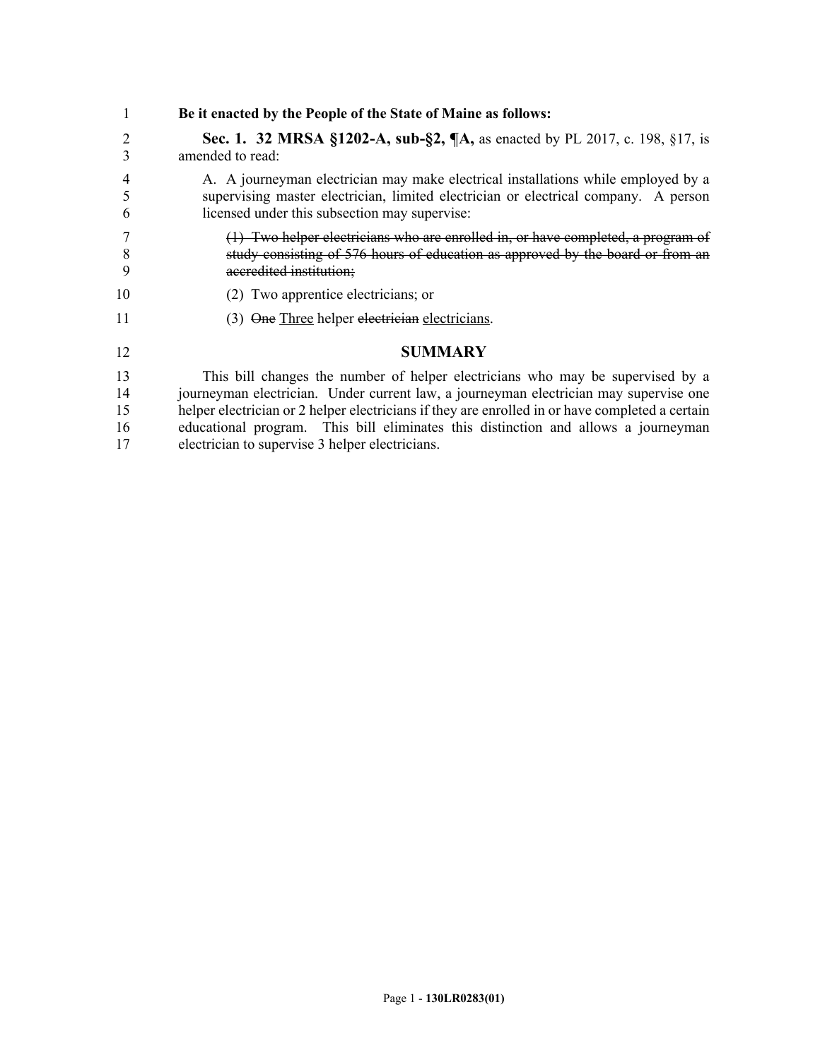**Be it enacted by the People of the State of Maine as follows:**

**Sec. 1. 32 MRSA §1202-A, sub-§2, ¶A,** as enacted by PL 2017, c. 198, §17, is amended to read:

A. A journeyman electrician may make electrical installations while employed by a supervising master electrician, limited electrician or electrical company. A person licensed under this subsection may supervise:

~~(1) Two helper electricians who are enrolled in, or have completed, a program of study consisting of 576 hours of education as approved by the board or from an accredited institution;~~

(2) Two apprentice electricians; or

(3) ~~One~~ <u>Three</u> helper ~~electrician~~ <u>electricians</u>.

## SUMMARY

This bill changes the number of helper electricians who may be supervised by a journeyman electrician. Under current law, a journeyman electrician may supervise one helper electrician or 2 helper electricians if they are enrolled in or have completed a certain educational program. This bill eliminates this distinction and allows a journeyman electrician to supervise 3 helper electricians.